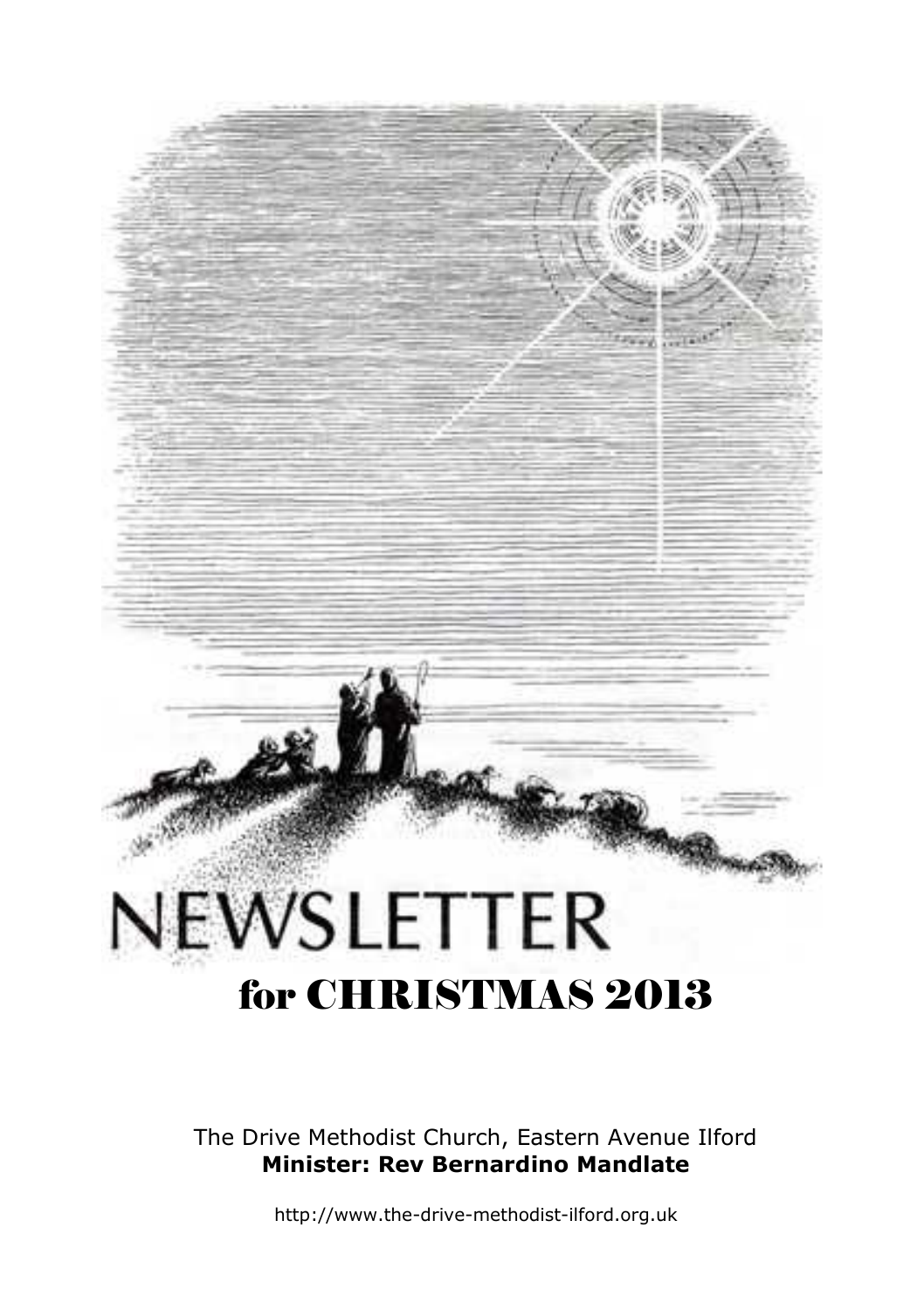# NEWSLETTER

## for CHRISTMAS 2013

The Drive Methodist Church, Eastern Avenue Ilford

**Minister: Rev Bernardino Mandlate**

http://www.the-drive-methodist-ilford.org.uk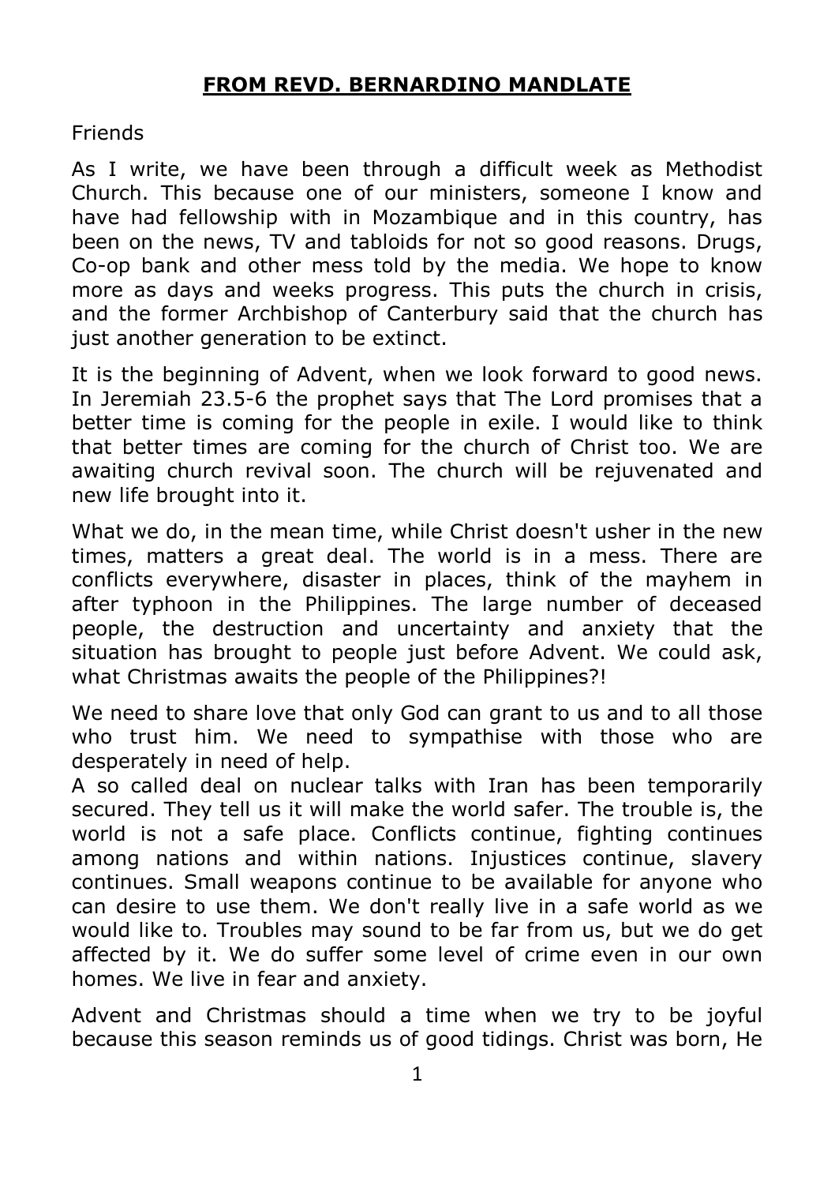## **FROM REVD. BERNARDINO MANDLATE**

Friends

As I write, we have been through a difficult week as Methodist Church. This because one of our ministers, someone I know and have had fellowship with in Mozambique and in this country, has been on the news, TV and tabloids for not so good reasons. Drugs, Co-op bank and other mess told by the media. We hope to know more as days and weeks progress. This puts the church in crisis, and the former Archbishop of Canterbury said that the church has just another generation to be extinct.

It is the beginning of Advent, when we look forward to good news. In Jeremiah 23.5-6 the prophet says that The Lord promises that a better time is coming for the people in exile. I would like to think that better times are coming for the church of Christ too. We are awaiting church revival soon. The church will be rejuvenated and new life brought into it.

What we do, in the mean time, while Christ doesn't usher in the new times, matters a great deal. The world is in a mess. There are conflicts everywhere, disaster in places, think of the mayhem in after typhoon in the Philippines. The large number of deceased people, the destruction and uncertainty and anxiety that the situation has brought to people just before Advent. We could ask, what Christmas awaits the people of the Philippines?!

We need to share love that only God can grant to us and to all those who trust him. We need to sympathise with those who are desperately in need of help.
A so called deal on nuclear talks with Iran has been temporarily secured. They tell us it will make the world safer. The trouble is, the world is not a safe place. Conflicts continue, fighting continues among nations and within nations. Injustices continue, slavery continues. Small weapons continue to be available for anyone who can desire to use them. We don't really live in a safe world as we would like to. Troubles may sound to be far from us, but we do get affected by it. We do suffer some level of crime even in our own homes. We live in fear and anxiety.

Advent and Christmas should a time when we try to be joyful because this season reminds us of good tidings. Christ was born, He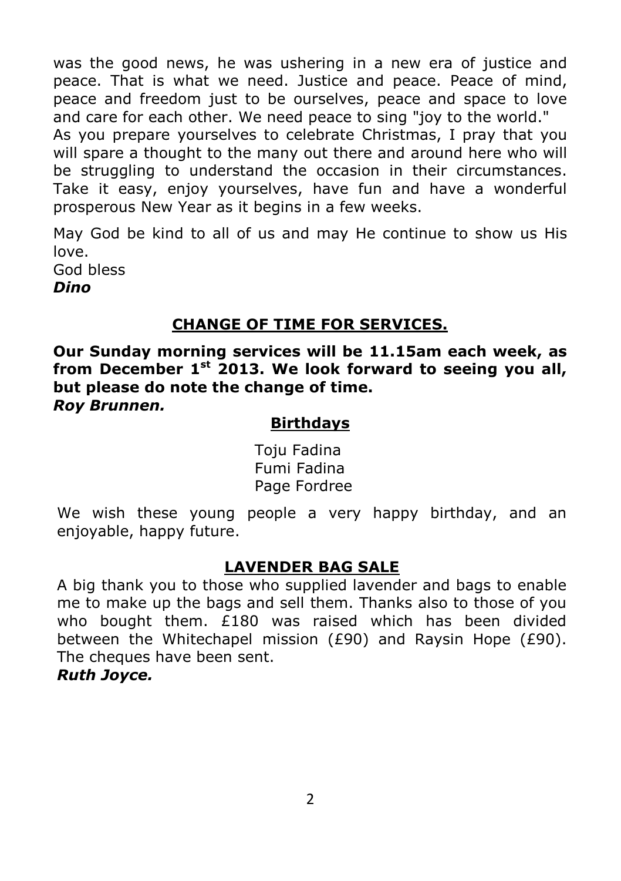was the good news, he was ushering in a new era of justice and peace. That is what we need. Justice and peace. Peace of mind, peace and freedom just to be ourselves, peace and space to love and care for each other. We need peace to sing "joy to the world."

As you prepare yourselves to celebrate Christmas, I pray that you will spare a thought to the many out there and around here who will be struggling to understand the occasion in their circumstances. Take it easy, enjoy yourselves, have fun and have a wonderful prosperous New Year as it begins in a few weeks.

May God be kind to all of us and may He continue to show us His love.

God bless

***Dino***

## CHANGE OF TIME FOR SERVICES.

**Our Sunday morning services will be 11.15am each week, as from December 1st 2013. We look forward to seeing you all, but please do note the change of time.**

***Roy Brunnen.***

## Birthdays

Toju Fadina
Fumi Fadina
Page Fordree

We wish these young people a very happy birthday, and an enjoyable, happy future.

## LAVENDER BAG SALE

A big thank you to those who supplied lavender and bags to enable me to make up the bags and sell them. Thanks also to those of you who bought them. £180 was raised which has been divided between the Whitechapel mission (£90) and Raysin Hope (£90). The cheques have been sent.

***Ruth Joyce.***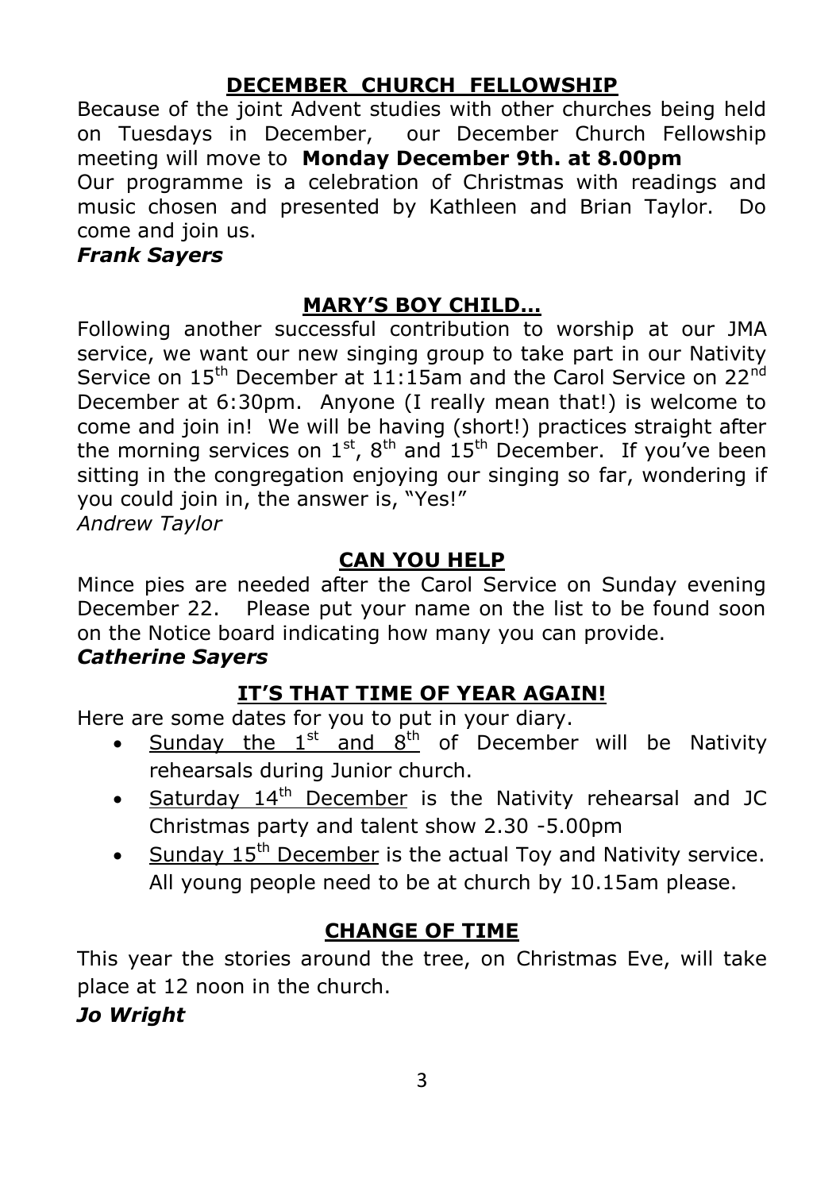## DECEMBER CHURCH FELLOWSHIP

Because of the joint Advent studies with other churches being held on Tuesdays in December, our December Church Fellowship meeting will move to **Monday December 9th. at 8.00pm**

Our programme is a celebration of Christmas with readings and music chosen and presented by Kathleen and Brian Taylor. Do come and join us.

***Frank Sayers***

## MARY'S BOY CHILD…

Following another successful contribution to worship at our JMA service, we want our new singing group to take part in our Nativity Service on 15th December at 11:15am and the Carol Service on 22nd December at 6:30pm. Anyone (I really mean that!) is welcome to come and join in! We will be having (short!) practices straight after the morning services on 1st, 8th and 15th December. If you've been sitting in the congregation enjoying our singing so far, wondering if you could join in, the answer is, "Yes!"

*Andrew Taylor*

## CAN YOU HELP

Mince pies are needed after the Carol Service on Sunday evening December 22. Please put your name on the list to be found soon on the Notice board indicating how many you can provide.

***Catherine Sayers***

## IT'S THAT TIME OF YEAR AGAIN!

Here are some dates for you to put in your diary.

- Sunday the 1st and 8th of December will be Nativity rehearsals during Junior church.
- Saturday 14th December is the Nativity rehearsal and JC Christmas party and talent show 2.30 -5.00pm
- Sunday 15th December is the actual Toy and Nativity service. All young people need to be at church by 10.15am please.

## CHANGE OF TIME

This year the stories around the tree, on Christmas Eve, will take place at 12 noon in the church.

***Jo Wright***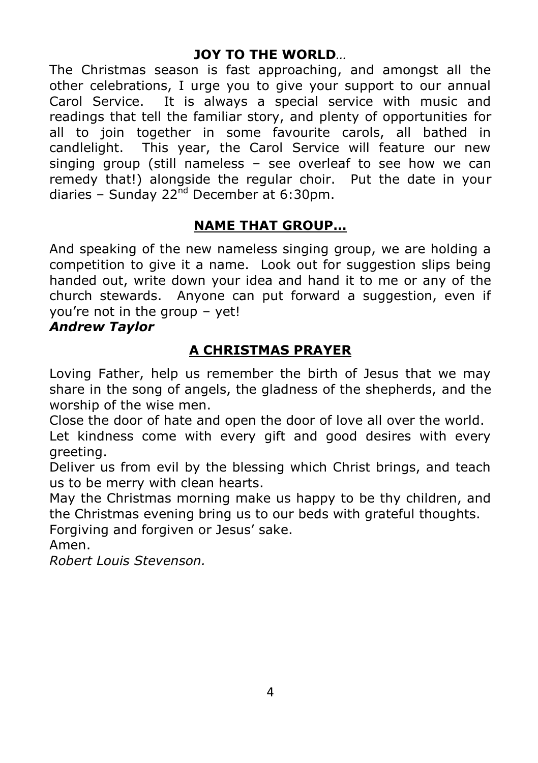## JOY TO THE WORLD…

The Christmas season is fast approaching, and amongst all the other celebrations, I urge you to give your support to our annual Carol Service. It is always a special service with music and readings that tell the familiar story, and plenty of opportunities for all to join together in some favourite carols, all bathed in candlelight. This year, the Carol Service will feature our new singing group (still nameless – see overleaf to see how we can remedy that!) alongside the regular choir. Put the date in your diaries – Sunday 22nd December at 6:30pm.

## NAME THAT GROUP…

And speaking of the new nameless singing group, we are holding a competition to give it a name. Look out for suggestion slips being handed out, write down your idea and hand it to me or any of the church stewards. Anyone can put forward a suggestion, even if you're not in the group – yet!

***Andrew Taylor***

## A CHRISTMAS PRAYER

Loving Father, help us remember the birth of Jesus that we may share in the song of angels, the gladness of the shepherds, and the worship of the wise men.

Close the door of hate and open the door of love all over the world.

Let kindness come with every gift and good desires with every greeting.

Deliver us from evil by the blessing which Christ brings, and teach us to be merry with clean hearts.

May the Christmas morning make us happy to be thy children, and the Christmas evening bring us to our beds with grateful thoughts.

Forgiving and forgiven or Jesus' sake.

Amen.

*Robert Louis Stevenson.*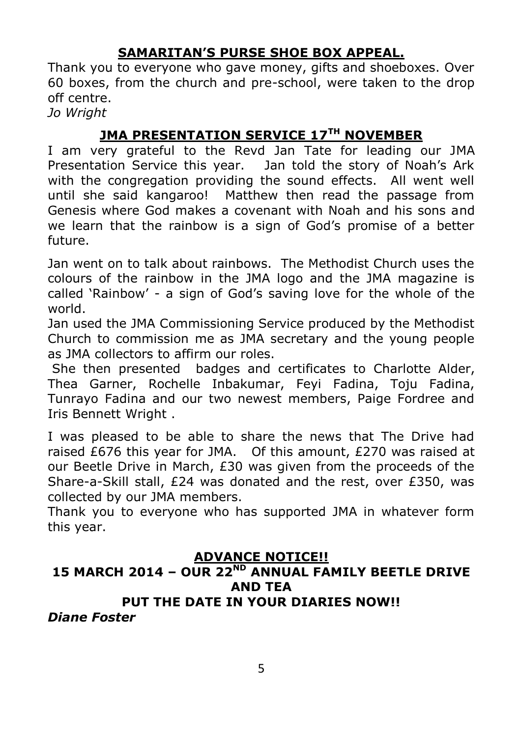## SAMARITAN'S PURSE SHOE BOX APPEAL.

Thank you to everyone who gave money, gifts and shoeboxes. Over 60 boxes, from the church and pre-school, were taken to the drop off centre.

*Jo Wright*

## JMA PRESENTATION SERVICE 17TH NOVEMBER

I am very grateful to the Revd Jan Tate for leading our JMA Presentation Service this year. Jan told the story of Noah's Ark with the congregation providing the sound effects. All went well until she said kangaroo! Matthew then read the passage from Genesis where God makes a covenant with Noah and his sons and we learn that the rainbow is a sign of God's promise of a better future.

Jan went on to talk about rainbows. The Methodist Church uses the colours of the rainbow in the JMA logo and the JMA magazine is called 'Rainbow' - a sign of God's saving love for the whole of the world.

Jan used the JMA Commissioning Service produced by the Methodist Church to commission me as JMA secretary and the young people as JMA collectors to affirm our roles.

She then presented badges and certificates to Charlotte Alder, Thea Garner, Rochelle Inbakumar, Feyi Fadina, Toju Fadina, Tunrayo Fadina and our two newest members, Paige Fordree and Iris Bennett Wright .

I was pleased to be able to share the news that The Drive had raised £676 this year for JMA. Of this amount, £270 was raised at our Beetle Drive in March, £30 was given from the proceeds of the Share-a-Skill stall, £24 was donated and the rest, over £350, was collected by our JMA members.

Thank you to everyone who has supported JMA in whatever form this year.

## ADVANCE NOTICE!!

**15 MARCH 2014 – OUR 22ND ANNUAL FAMILY BEETLE DRIVE AND TEA**

**PUT THE DATE IN YOUR DIARIES NOW!!**

***Diane Foster***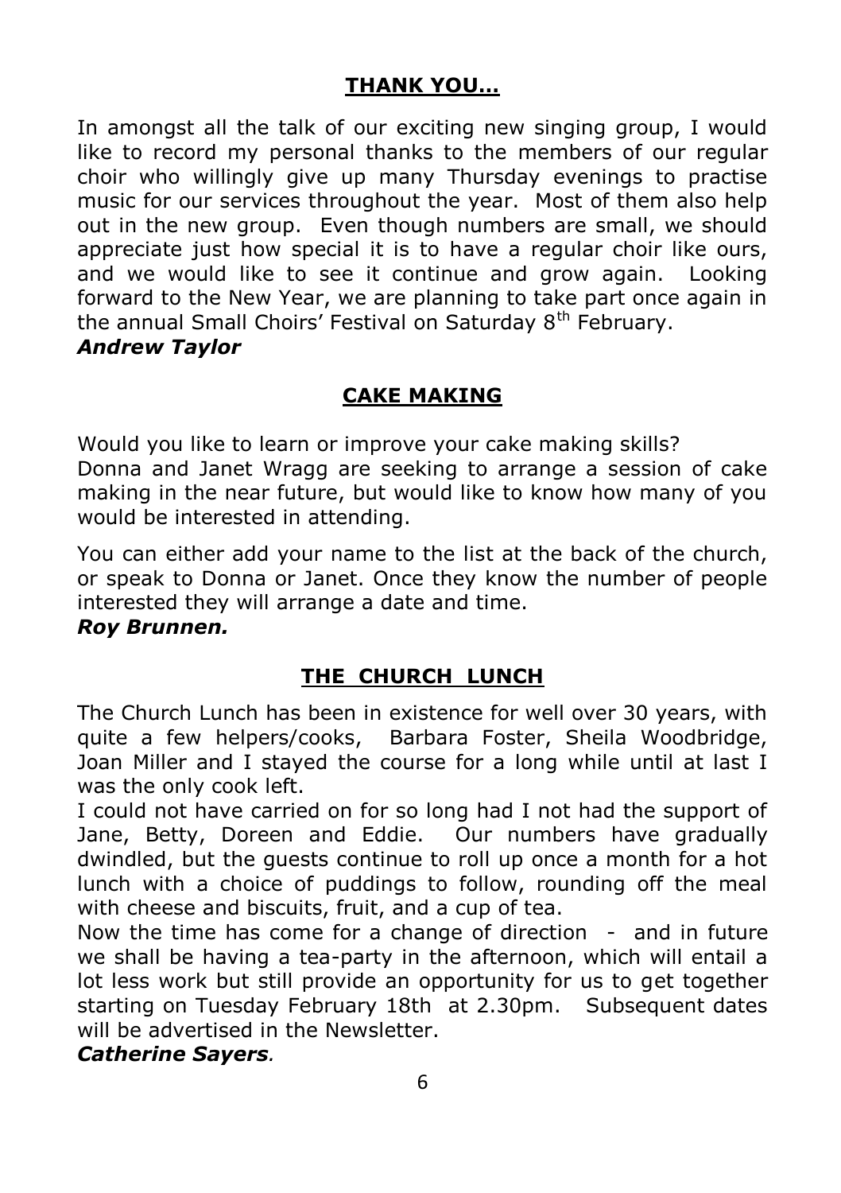## THANK YOU…

In amongst all the talk of our exciting new singing group, I would like to record my personal thanks to the members of our regular choir who willingly give up many Thursday evenings to practise music for our services throughout the year. Most of them also help out in the new group. Even though numbers are small, we should appreciate just how special it is to have a regular choir like ours, and we would like to see it continue and grow again. Looking forward to the New Year, we are planning to take part once again in the annual Small Choirs' Festival on Saturday 8th February.

***Andrew Taylor***

## CAKE MAKING

Would you like to learn or improve your cake making skills?
Donna and Janet Wragg are seeking to arrange a session of cake making in the near future, but would like to know how many of you would be interested in attending.

You can either add your name to the list at the back of the church, or speak to Donna or Janet. Once they know the number of people interested they will arrange a date and time.

***Roy Brunnen.***

## THE CHURCH LUNCH

The Church Lunch has been in existence for well over 30 years, with quite a few helpers/cooks, Barbara Foster, Sheila Woodbridge, Joan Miller and I stayed the course for a long while until at last I was the only cook left.

I could not have carried on for so long had I not had the support of Jane, Betty, Doreen and Eddie. Our numbers have gradually dwindled, but the guests continue to roll up once a month for a hot lunch with a choice of puddings to follow, rounding off the meal with cheese and biscuits, fruit, and a cup of tea.

Now the time has come for a change of direction - and in future we shall be having a tea-party in the afternoon, which will entail a lot less work but still provide an opportunity for us to get together starting on Tuesday February 18th at 2.30pm. Subsequent dates will be advertised in the Newsletter.

***Catherine Sayers.***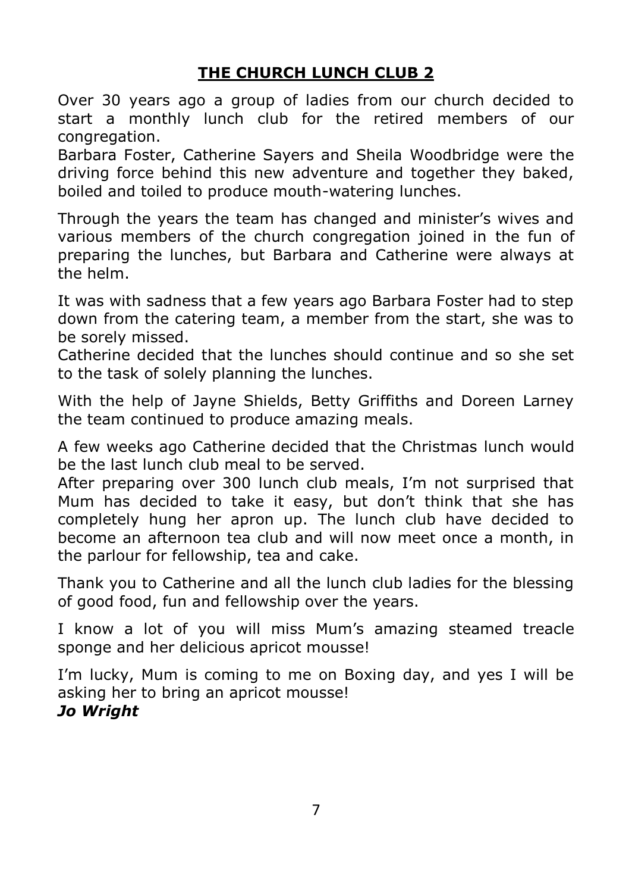## THE CHURCH LUNCH CLUB 2

Over 30 years ago a group of ladies from our church decided to start a monthly lunch club for the retired members of our congregation.

Barbara Foster, Catherine Sayers and Sheila Woodbridge were the driving force behind this new adventure and together they baked, boiled and toiled to produce mouth-watering lunches.

Through the years the team has changed and minister's wives and various members of the church congregation joined in the fun of preparing the lunches, but Barbara and Catherine were always at the helm.

It was with sadness that a few years ago Barbara Foster had to step down from the catering team, a member from the start, she was to be sorely missed.

Catherine decided that the lunches should continue and so she set to the task of solely planning the lunches.

With the help of Jayne Shields, Betty Griffiths and Doreen Larney the team continued to produce amazing meals.

A few weeks ago Catherine decided that the Christmas lunch would be the last lunch club meal to be served.

After preparing over 300 lunch club meals, I'm not surprised that Mum has decided to take it easy, but don't think that she has completely hung her apron up. The lunch club have decided to become an afternoon tea club and will now meet once a month, in the parlour for fellowship, tea and cake.

Thank you to Catherine and all the lunch club ladies for the blessing of good food, fun and fellowship over the years.

I know a lot of you will miss Mum's amazing steamed treacle sponge and her delicious apricot mousse!

I'm lucky, Mum is coming to me on Boxing day, and yes I will be asking her to bring an apricot mousse!

***Jo Wright***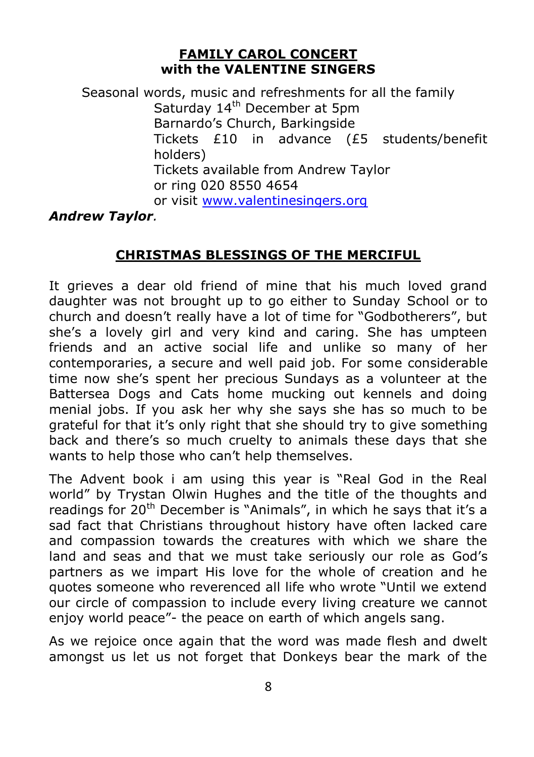**FAMILY CAROL CONCERT**
**with the VALENTINE SINGERS**

Seasonal words, music and refreshments for all the family
Saturday 14th December at 5pm
Barnardo's Church, Barkingside
Tickets £10 in advance (£5 students/benefit holders)
Tickets available from Andrew Taylor
or ring 020 8550 4654
or visit [www.valentinesingers.org](http://www.valentinesingers.org)

***Andrew Taylor.***

## CHRISTMAS BLESSINGS OF THE MERCIFUL

It grieves a dear old friend of mine that his much loved grand daughter was not brought up to go either to Sunday School or to church and doesn't really have a lot of time for "Godbotherers", but she's a lovely girl and very kind and caring. She has umpteen friends and an active social life and unlike so many of her contemporaries, a secure and well paid job. For some considerable time now she's spent her precious Sundays as a volunteer at the Battersea Dogs and Cats home mucking out kennels and doing menial jobs. If you ask her why she says she has so much to be grateful for that it's only right that she should try to give something back and there's so much cruelty to animals these days that she wants to help those who can't help themselves.

The Advent book i am using this year is "Real God in the Real world" by Trystan Olwin Hughes and the title of the thoughts and readings for 20th December is "Animals", in which he says that it's a sad fact that Christians throughout history have often lacked care and compassion towards the creatures with which we share the land and seas and that we must take seriously our role as God's partners as we impart His love for the whole of creation and he quotes someone who reverenced all life who wrote "Until we extend our circle of compassion to include every living creature we cannot enjoy world peace"- the peace on earth of which angels sang.

As we rejoice once again that the word was made flesh and dwelt amongst us let us not forget that Donkeys bear the mark of the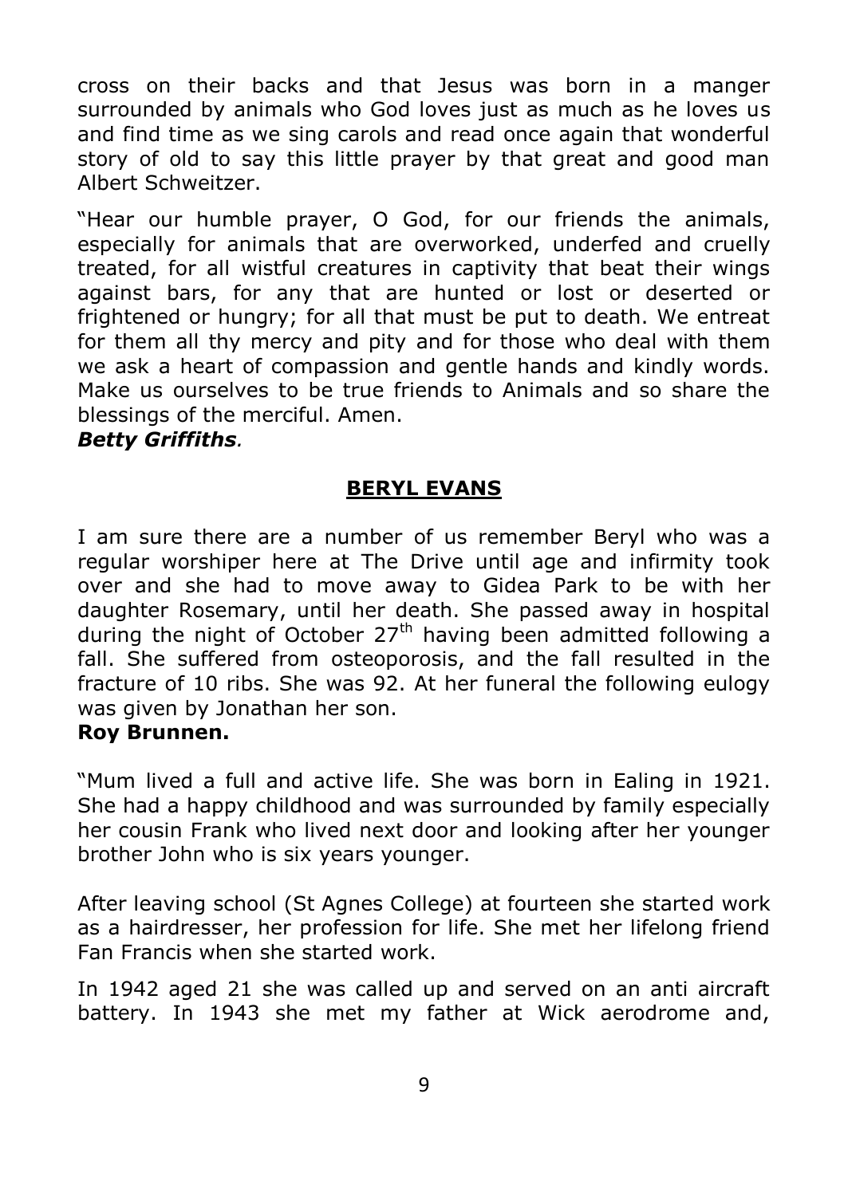cross on their backs and that Jesus was born in a manger surrounded by animals who God loves just as much as he loves us and find time as we sing carols and read once again that wonderful story of old to say this little prayer by that great and good man Albert Schweitzer.

"Hear our humble prayer, O God, for our friends the animals, especially for animals that are overworked, underfed and cruelly treated, for all wistful creatures in captivity that beat their wings against bars, for any that are hunted or lost or deserted or frightened or hungry; for all that must be put to death. We entreat for them all thy mercy and pity and for those who deal with them we ask a heart of compassion and gentle hands and kindly words. Make us ourselves to be true friends to Animals and so share the blessings of the merciful. Amen.

***Betty Griffiths*.**

## BERYL EVANS

I am sure there are a number of us remember Beryl who was a regular worshiper here at The Drive until age and infirmity took over and she had to move away to Gidea Park to be with her daughter Rosemary, until her death. She passed away in hospital during the night of October 27th having been admitted following a fall. She suffered from osteoporosis, and the fall resulted in the fracture of 10 ribs. She was 92. At her funeral the following eulogy was given by Jonathan her son.

**Roy Brunnen.**

"Mum lived a full and active life. She was born in Ealing in 1921. She had a happy childhood and was surrounded by family especially her cousin Frank who lived next door and looking after her younger brother John who is six years younger.

After leaving school (St Agnes College) at fourteen she started work as a hairdresser, her profession for life. She met her lifelong friend Fan Francis when she started work.

In 1942 aged 21 she was called up and served on an anti aircraft battery. In 1943 she met my father at Wick aerodrome and,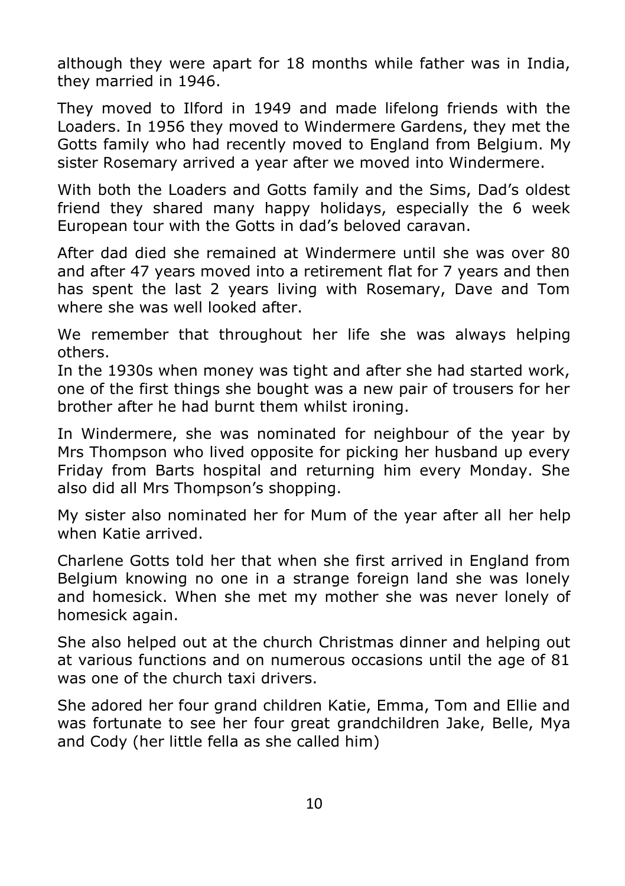although they were apart for 18 months while father was in India, they married in 1946.

They moved to Ilford in 1949 and made lifelong friends with the Loaders. In 1956 they moved to Windermere Gardens, they met the Gotts family who had recently moved to England from Belgium. My sister Rosemary arrived a year after we moved into Windermere.

With both the Loaders and Gotts family and the Sims, Dad's oldest friend they shared many happy holidays, especially the 6 week European tour with the Gotts in dad's beloved caravan.

After dad died she remained at Windermere until she was over 80 and after 47 years moved into a retirement flat for 7 years and then has spent the last 2 years living with Rosemary, Dave and Tom where she was well looked after.

We remember that throughout her life she was always helping others.
In the 1930s when money was tight and after she had started work, one of the first things she bought was a new pair of trousers for her brother after he had burnt them whilst ironing.

In Windermere, she was nominated for neighbour of the year by Mrs Thompson who lived opposite for picking her husband up every Friday from Barts hospital and returning him every Monday. She also did all Mrs Thompson's shopping.

My sister also nominated her for Mum of the year after all her help when Katie arrived.

Charlene Gotts told her that when she first arrived in England from Belgium knowing no one in a strange foreign land she was lonely and homesick. When she met my mother she was never lonely of homesick again.

She also helped out at the church Christmas dinner and helping out at various functions and on numerous occasions until the age of 81 was one of the church taxi drivers.

She adored her four grand children Katie, Emma, Tom and Ellie and was fortunate to see her four great grandchildren Jake, Belle, Mya and Cody (her little fella as she called him)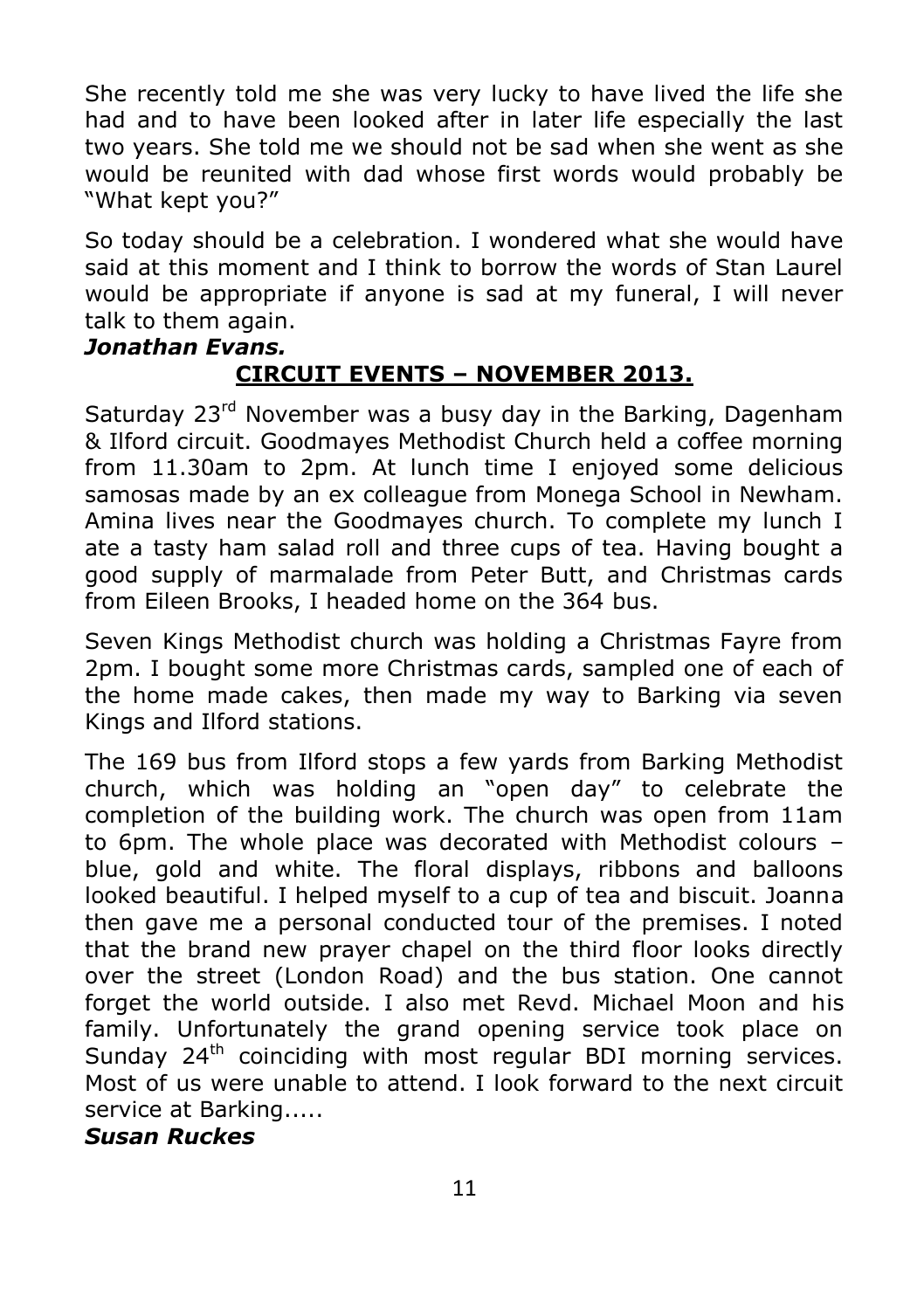She recently told me she was very lucky to have lived the life she had and to have been looked after in later life especially the last two years. She told me we should not be sad when she went as she would be reunited with dad whose first words would probably be "What kept you?"

So today should be a celebration. I wondered what she would have said at this moment and I think to borrow the words of Stan Laurel would be appropriate if anyone is sad at my funeral, I will never talk to them again.

***Jonathan Evans.***

## **CIRCUIT EVENTS – NOVEMBER 2013.**

Saturday 23rd November was a busy day in the Barking, Dagenham & Ilford circuit. Goodmayes Methodist Church held a coffee morning from 11.30am to 2pm. At lunch time I enjoyed some delicious samosas made by an ex colleague from Monega School in Newham. Amina lives near the Goodmayes church. To complete my lunch I ate a tasty ham salad roll and three cups of tea. Having bought a good supply of marmalade from Peter Butt, and Christmas cards from Eileen Brooks, I headed home on the 364 bus.

Seven Kings Methodist church was holding a Christmas Fayre from 2pm. I bought some more Christmas cards, sampled one of each of the home made cakes, then made my way to Barking via seven Kings and Ilford stations.

The 169 bus from Ilford stops a few yards from Barking Methodist church, which was holding an "open day" to celebrate the completion of the building work. The church was open from 11am to 6pm. The whole place was decorated with Methodist colours – blue, gold and white. The floral displays, ribbons and balloons looked beautiful. I helped myself to a cup of tea and biscuit. Joanna then gave me a personal conducted tour of the premises. I noted that the brand new prayer chapel on the third floor looks directly over the street (London Road) and the bus station. One cannot forget the world outside. I also met Revd. Michael Moon and his family. Unfortunately the grand opening service took place on Sunday 24th coinciding with most regular BDI morning services. Most of us were unable to attend. I look forward to the next circuit service at Barking.....

***Susan Ruckes***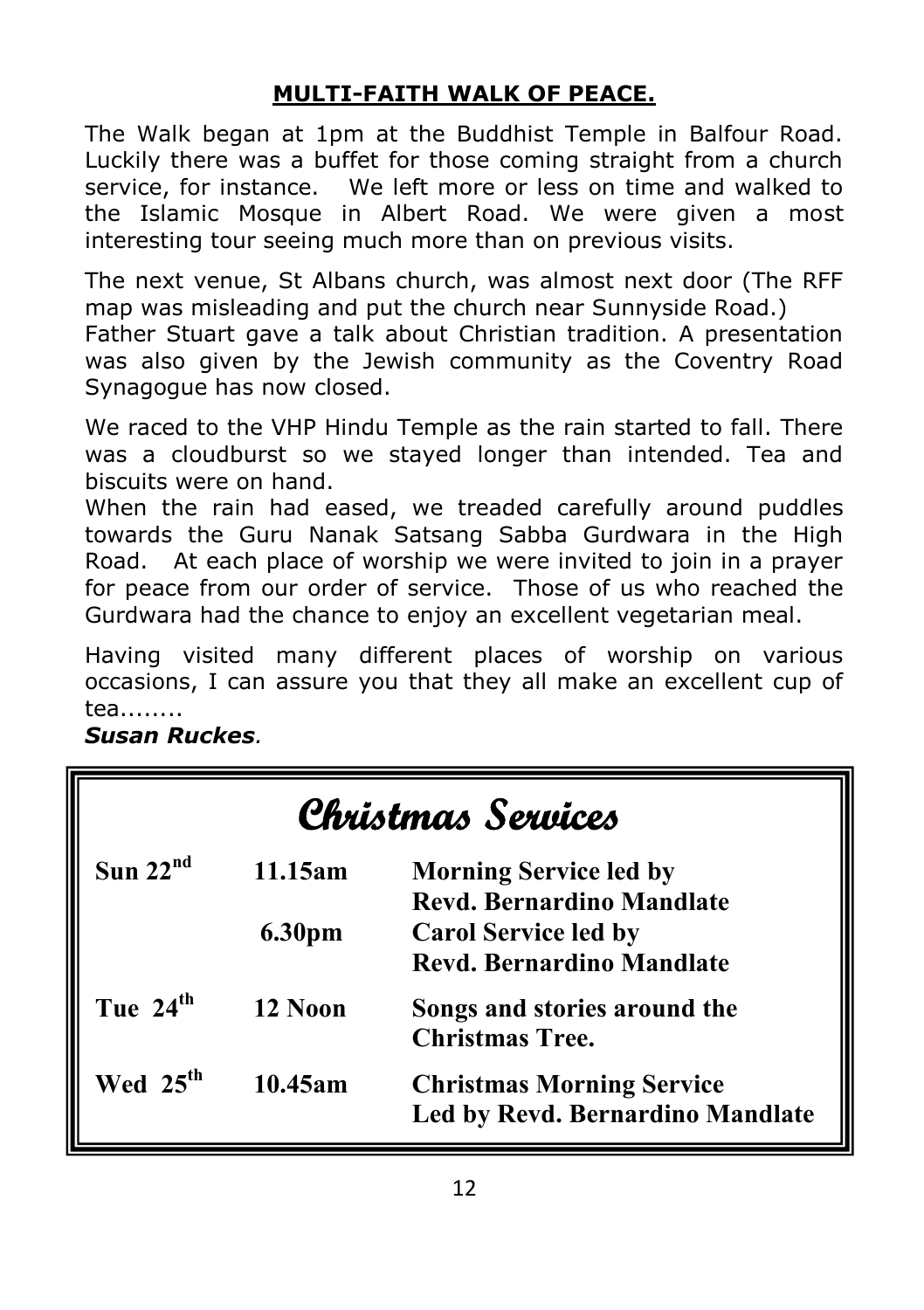## MULTI-FAITH WALK OF PEACE.

The Walk began at 1pm at the Buddhist Temple in Balfour Road. Luckily there was a buffet for those coming straight from a church service, for instance. We left more or less on time and walked to the Islamic Mosque in Albert Road. We were given a most interesting tour seeing much more than on previous visits.

The next venue, St Albans church, was almost next door (The RFF map was misleading and put the church near Sunnyside Road.) Father Stuart gave a talk about Christian tradition. A presentation was also given by the Jewish community as the Coventry Road Synagogue has now closed.

We raced to the VHP Hindu Temple as the rain started to fall. There was a cloudburst so we stayed longer than intended. Tea and biscuits were on hand.
When the rain had eased, we treaded carefully around puddles towards the Guru Nanak Satsang Sabba Gurdwara in the High Road. At each place of worship we were invited to join in a prayer for peace from our order of service. Those of us who reached the Gurdwara had the chance to enjoy an excellent vegetarian meal.

Having visited many different places of worship on various occasions, I can assure you that they all make an excellent cup of tea........

***Susan Ruckes*.**

## Christmas Services

| | | |
|---|---|---|
| **Sun 22nd** | **11.15am** | **Morning Service led by Revd. Bernardino Mandlate** |
| | **6.30pm** | **Carol Service led by Revd. Bernardino Mandlate** |
| **Tue 24th** | **12 Noon** | **Songs and stories around the Christmas Tree.** |
| **Wed 25th** | **10.45am** | **Christmas Morning Service Led by Revd. Bernardino Mandlate** |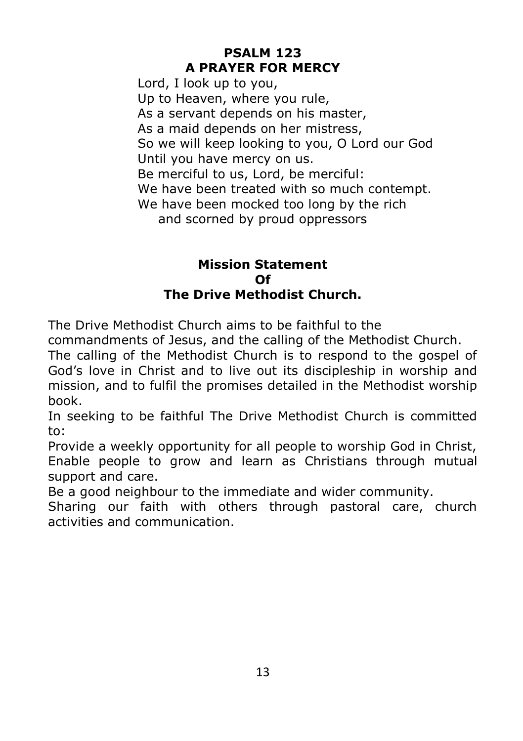## PSALM 123
## A PRAYER FOR MERCY

Lord, I look up to you,
Up to Heaven, where you rule,
As a servant depends on his master,
As a maid depends on her mistress,
So we will keep looking to you, O Lord our God
Until you have mercy on us.
Be merciful to us, Lord, be merciful:
We have been treated with so much contempt.
We have been mocked too long by the rich
and scorned by proud oppressors

## Mission Statement Of The Drive Methodist Church.

The Drive Methodist Church aims to be faithful to the commandments of Jesus, and the calling of the Methodist Church.

The calling of the Methodist Church is to respond to the gospel of God's love in Christ and to live out its discipleship in worship and mission, and to fulfil the promises detailed in the Methodist worship book.

In seeking to be faithful The Drive Methodist Church is committed to:

Provide a weekly opportunity for all people to worship God in Christ,

Enable people to grow and learn as Christians through mutual support and care.

Be a good neighbour to the immediate and wider community.

Sharing our faith with others through pastoral care, church activities and communication.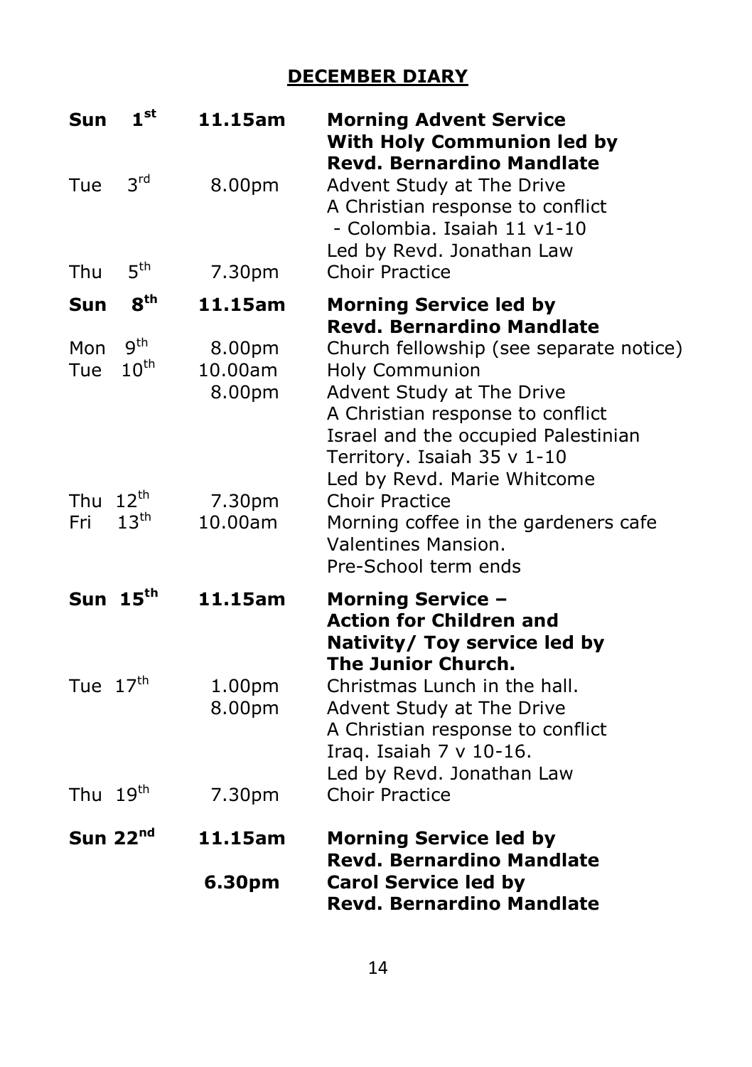## DECEMBER DIARY

| | | |
|---|---|---|
| **Sun 1st** | **11.15am** | **Morning Advent Service With Holy Communion led by Revd. Bernardino Mandlate** |
| Tue 3rd | 8.00pm | Advent Study at The Drive<br>A Christian response to conflict - Colombia. Isaiah 11 v1-10<br>Led by Revd. Jonathan Law |
| Thu 5th | 7.30pm | Choir Practice |
| **Sun 8th** | **11.15am** | **Morning Service led by Revd. Bernardino Mandlate** |
| Mon 9th | 8.00pm | Church fellowship (see separate notice) |
| Tue 10th | 10.00am | Holy Communion |
| | 8.00pm | Advent Study at The Drive<br>A Christian response to conflict<br>Israel and the occupied Palestinian Territory. Isaiah 35 v 1-10<br>Led by Revd. Marie Whitcome |
| Thu 12th | 7.30pm | Choir Practice |
| Fri 13th | 10.00am | Morning coffee in the gardeners cafe Valentines Mansion.<br>Pre-School term ends |
| **Sun 15th** | **11.15am** | **Morning Service – Action for Children and Nativity/ Toy service led by The Junior Church.** |
| Tue 17th | 1.00pm | Christmas Lunch in the hall. |
| | 8.00pm | Advent Study at The Drive<br>A Christian response to conflict<br>Iraq. Isaiah 7 v 10-16.<br>Led by Revd. Jonathan Law |
| Thu 19th | 7.30pm | Choir Practice |
| **Sun 22nd** | **11.15am** | **Morning Service led by Revd. Bernardino Mandlate** |
| | **6.30pm** | **Carol Service led by Revd. Bernardino Mandlate** |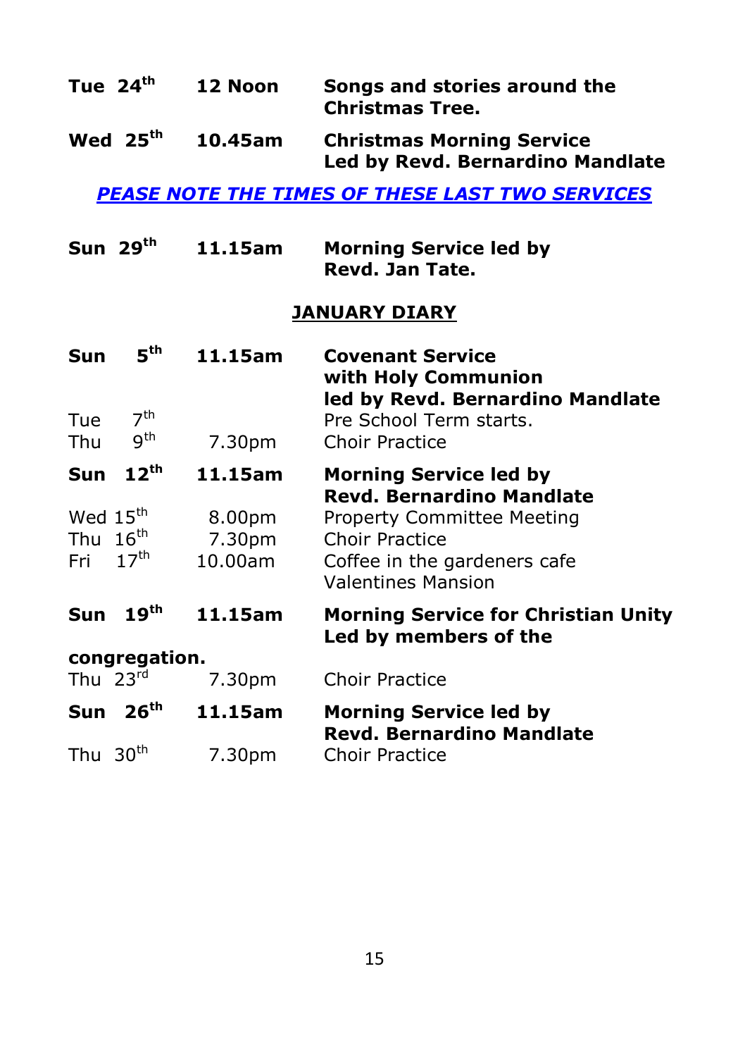| | | |
|---|---|---|
| **Tue 24th** | **12 Noon** | **Songs and stories around the Christmas Tree.** |
| **Wed 25th** | **10.45am** | **Christmas Morning Service Led by Revd. Bernardino Mandlate** |

***PEASE NOTE THE TIMES OF THESE LAST TWO SERVICES***

| | | |
|---|---|---|
| **Sun 29th** | **11.15am** | **Morning Service led by Revd. Jan Tate.** |

## JANUARY DIARY

| | | |
|---|---|---|
| **Sun 5th** | **11.15am** | **Covenant Service with Holy Communion led by Revd. Bernardino Mandlate** |
| Tue 7th | | Pre School Term starts. |
| Thu 9th | 7.30pm | Choir Practice |
| **Sun 12th** | **11.15am** | **Morning Service led by Revd. Bernardino Mandlate** |
| Wed 15th | 8.00pm | Property Committee Meeting |
| Thu 16th | 7.30pm | Choir Practice |
| Fri 17th | 10.00am | Coffee in the gardeners cafe Valentines Mansion |
| **Sun 19th** | **11.15am** | **Morning Service for Christian Unity Led by members of the congregation.** |
| Thu 23rd | 7.30pm | Choir Practice |
| **Sun 26th** | **11.15am** | **Morning Service led by Revd. Bernardino Mandlate** |
| Thu 30th | 7.30pm | Choir Practice |